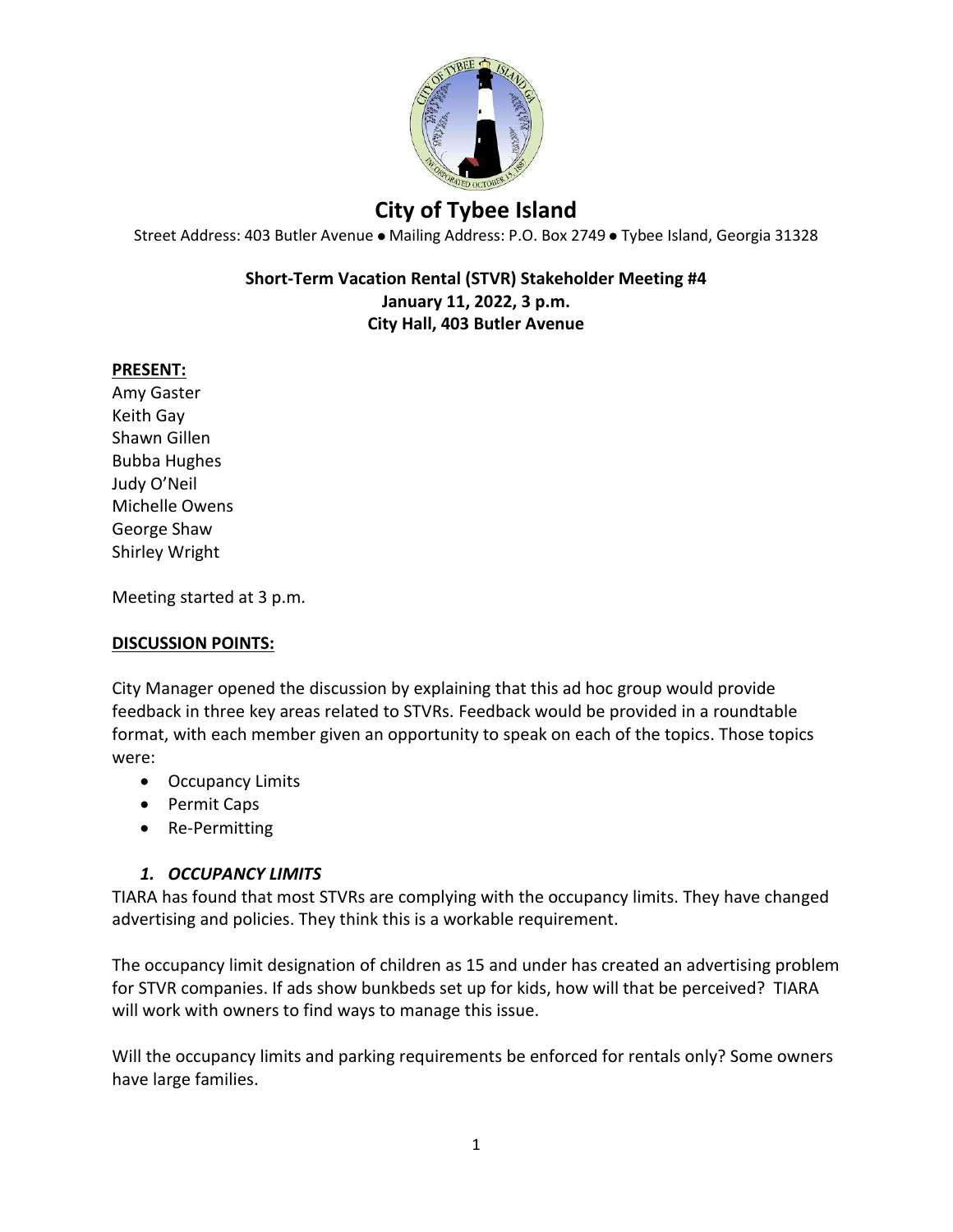# City of Tybee Island

Street Address: 403 Butler Avenue • Mailing Address: P.O. Box 2749 • Tybee Island, Georgia 31328

**Short-Term Vacation Rental (STVR) Stakeholder Meeting #4**
**January 11, 2022, 3 p.m.**
**City Hall, 403 Butler Avenue**

**PRESENT:**
Amy Gaster
Keith Gay
Shawn Gillen
Bubba Hughes
Judy O'Neil
Michelle Owens
George Shaw
Shirley Wright

Meeting started at 3 p.m.

**DISCUSSION POINTS:**

City Manager opened the discussion by explaining that this ad hoc group would provide feedback in three key areas related to STVRs. Feedback would be provided in a roundtable format, with each member given an opportunity to speak on each of the topics. Those topics were:

- Occupancy Limits
- Permit Caps
- Re-Permitting

### *1. OCCUPANCY LIMITS*

TIARA has found that most STVRs are complying with the occupancy limits. They have changed advertising and policies. They think this is a workable requirement.

The occupancy limit designation of children as 15 and under has created an advertising problem for STVR companies. If ads show bunkbeds set up for kids, how will that be perceived? TIARA will work with owners to find ways to manage this issue.

Will the occupancy limits and parking requirements be enforced for rentals only? Some owners have large families.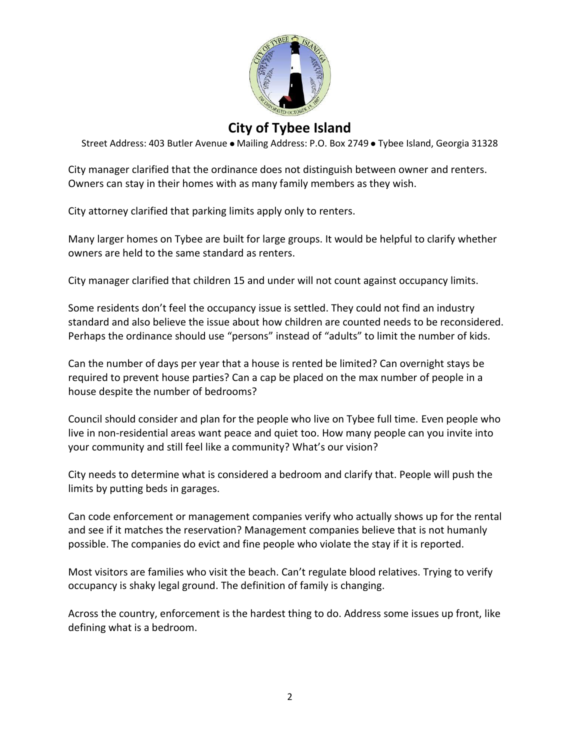City manager clarified that the ordinance does not distinguish between owner and renters. Owners can stay in their homes with as many family members as they wish.

City attorney clarified that parking limits apply only to renters.

Many larger homes on Tybee are built for large groups. It would be helpful to clarify whether owners are held to the same standard as renters.

City manager clarified that children 15 and under will not count against occupancy limits.

Some residents don't feel the occupancy issue is settled. They could not find an industry standard and also believe the issue about how children are counted needs to be reconsidered. Perhaps the ordinance should use "persons" instead of "adults" to limit the number of kids.

Can the number of days per year that a house is rented be limited? Can overnight stays be required to prevent house parties? Can a cap be placed on the max number of people in a house despite the number of bedrooms?

Council should consider and plan for the people who live on Tybee full time. Even people who live in non-residential areas want peace and quiet too. How many people can you invite into your community and still feel like a community? What's our vision?

City needs to determine what is considered a bedroom and clarify that. People will push the limits by putting beds in garages.

Can code enforcement or management companies verify who actually shows up for the rental and see if it matches the reservation? Management companies believe that is not humanly possible. The companies do evict and fine people who violate the stay if it is reported.

Most visitors are families who visit the beach. Can't regulate blood relatives. Trying to verify occupancy is shaky legal ground. The definition of family is changing.

Across the country, enforcement is the hardest thing to do. Address some issues up front, like defining what is a bedroom.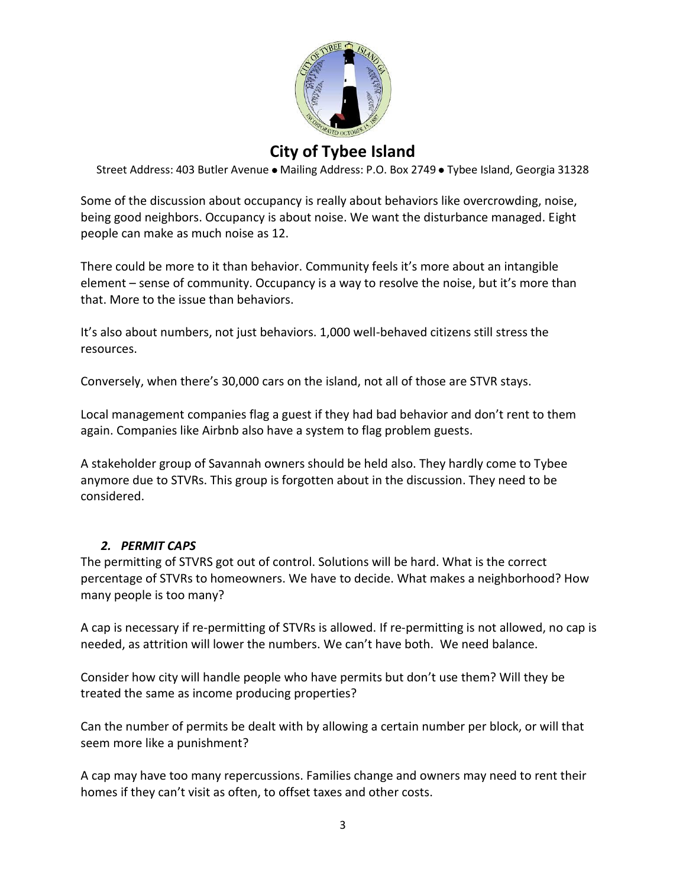Some of the discussion about occupancy is really about behaviors like overcrowding, noise, being good neighbors. Occupancy is about noise. We want the disturbance managed. Eight people can make as much noise as 12.

There could be more to it than behavior. Community feels it's more about an intangible element – sense of community. Occupancy is a way to resolve the noise, but it's more than that. More to the issue than behaviors.

It's also about numbers, not just behaviors. 1,000 well-behaved citizens still stress the resources.

Conversely, when there's 30,000 cars on the island, not all of those are STVR stays.

Local management companies flag a guest if they had bad behavior and don't rent to them again. Companies like Airbnb also have a system to flag problem guests.

A stakeholder group of Savannah owners should be held also. They hardly come to Tybee anymore due to STVRs. This group is forgotten about in the discussion. They need to be considered.

### *2. PERMIT CAPS*

The permitting of STVRS got out of control. Solutions will be hard. What is the correct percentage of STVRs to homeowners. We have to decide. What makes a neighborhood? How many people is too many?

A cap is necessary if re-permitting of STVRs is allowed. If re-permitting is not allowed, no cap is needed, as attrition will lower the numbers. We can't have both. We need balance.

Consider how city will handle people who have permits but don't use them? Will they be treated the same as income producing properties?

Can the number of permits be dealt with by allowing a certain number per block, or will that seem more like a punishment?

A cap may have too many repercussions. Families change and owners may need to rent their homes if they can't visit as often, to offset taxes and other costs.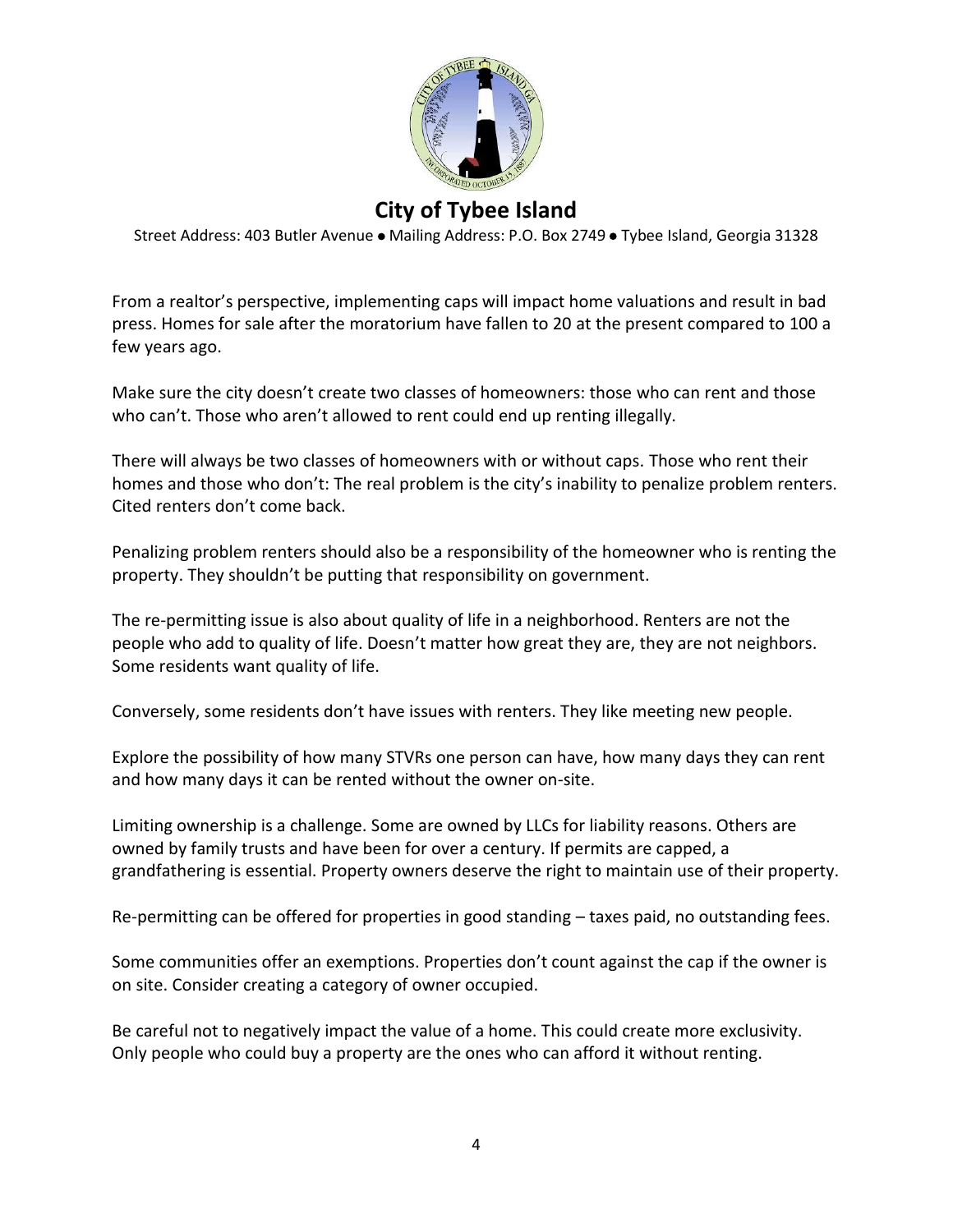From a realtor's perspective, implementing caps will impact home valuations and result in bad press. Homes for sale after the moratorium have fallen to 20 at the present compared to 100 a few years ago.

Make sure the city doesn't create two classes of homeowners: those who can rent and those who can't. Those who aren't allowed to rent could end up renting illegally.

There will always be two classes of homeowners with or without caps. Those who rent their homes and those who don't: The real problem is the city's inability to penalize problem renters. Cited renters don't come back.

Penalizing problem renters should also be a responsibility of the homeowner who is renting the property. They shouldn't be putting that responsibility on government.

The re-permitting issue is also about quality of life in a neighborhood. Renters are not the people who add to quality of life. Doesn't matter how great they are, they are not neighbors. Some residents want quality of life.

Conversely, some residents don't have issues with renters. They like meeting new people.

Explore the possibility of how many STVRs one person can have, how many days they can rent and how many days it can be rented without the owner on-site.

Limiting ownership is a challenge. Some are owned by LLCs for liability reasons. Others are owned by family trusts and have been for over a century. If permits are capped, a grandfathering is essential. Property owners deserve the right to maintain use of their property.

Re-permitting can be offered for properties in good standing – taxes paid, no outstanding fees.

Some communities offer an exemptions. Properties don't count against the cap if the owner is on site. Consider creating a category of owner occupied.

Be careful not to negatively impact the value of a home. This could create more exclusivity. Only people who could buy a property are the ones who can afford it without renting.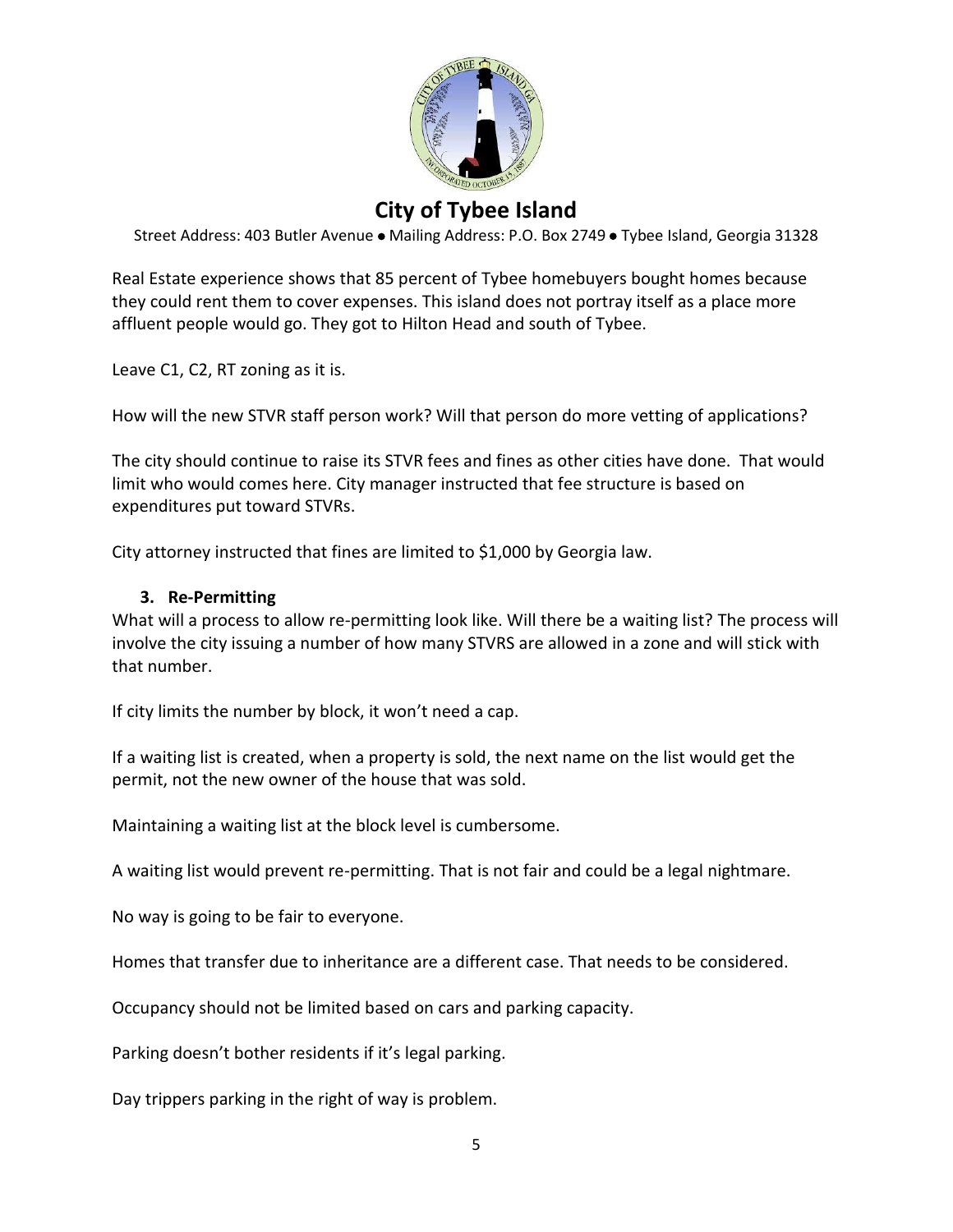Real Estate experience shows that 85 percent of Tybee homebuyers bought homes because they could rent them to cover expenses. This island does not portray itself as a place more affluent people would go. They got to Hilton Head and south of Tybee.

Leave C1, C2, RT zoning as it is.

How will the new STVR staff person work? Will that person do more vetting of applications?

The city should continue to raise its STVR fees and fines as other cities have done. That would limit who would comes here. City manager instructed that fee structure is based on expenditures put toward STVRs.

City attorney instructed that fines are limited to $1,000 by Georgia law.

### 3. Re-Permitting

What will a process to allow re-permitting look like. Will there be a waiting list? The process will involve the city issuing a number of how many STVRS are allowed in a zone and will stick with that number.

If city limits the number by block, it won't need a cap.

If a waiting list is created, when a property is sold, the next name on the list would get the permit, not the new owner of the house that was sold.

Maintaining a waiting list at the block level is cumbersome.

A waiting list would prevent re-permitting. That is not fair and could be a legal nightmare.

No way is going to be fair to everyone.

Homes that transfer due to inheritance are a different case. That needs to be considered.

Occupancy should not be limited based on cars and parking capacity.

Parking doesn't bother residents if it's legal parking.

Day trippers parking in the right of way is problem.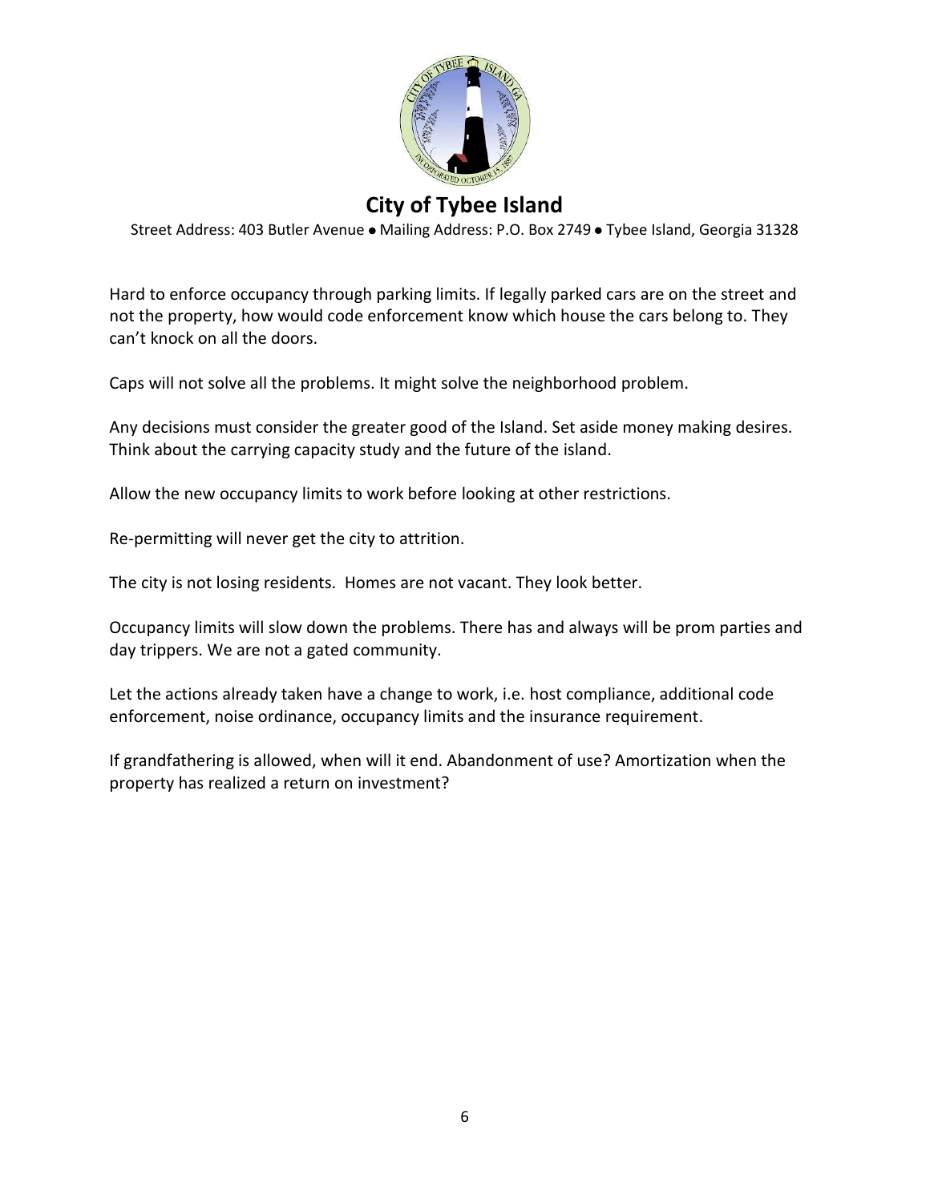# City of Tybee Island

Street Address: 403 Butler Avenue • Mailing Address: P.O. Box 2749 • Tybee Island, Georgia 31328

Hard to enforce occupancy through parking limits. If legally parked cars are on the street and not the property, how would code enforcement know which house the cars belong to. They can't knock on all the doors.

Caps will not solve all the problems. It might solve the neighborhood problem.

Any decisions must consider the greater good of the Island. Set aside money making desires. Think about the carrying capacity study and the future of the island.

Allow the new occupancy limits to work before looking at other restrictions.

Re-permitting will never get the city to attrition.

The city is not losing residents. Homes are not vacant. They look better.

Occupancy limits will slow down the problems. There has and always will be prom parties and day trippers. We are not a gated community.

Let the actions already taken have a change to work, i.e. host compliance, additional code enforcement, noise ordinance, occupancy limits and the insurance requirement.

If grandfathering is allowed, when will it end. Abandonment of use? Amortization when the property has realized a return on investment?